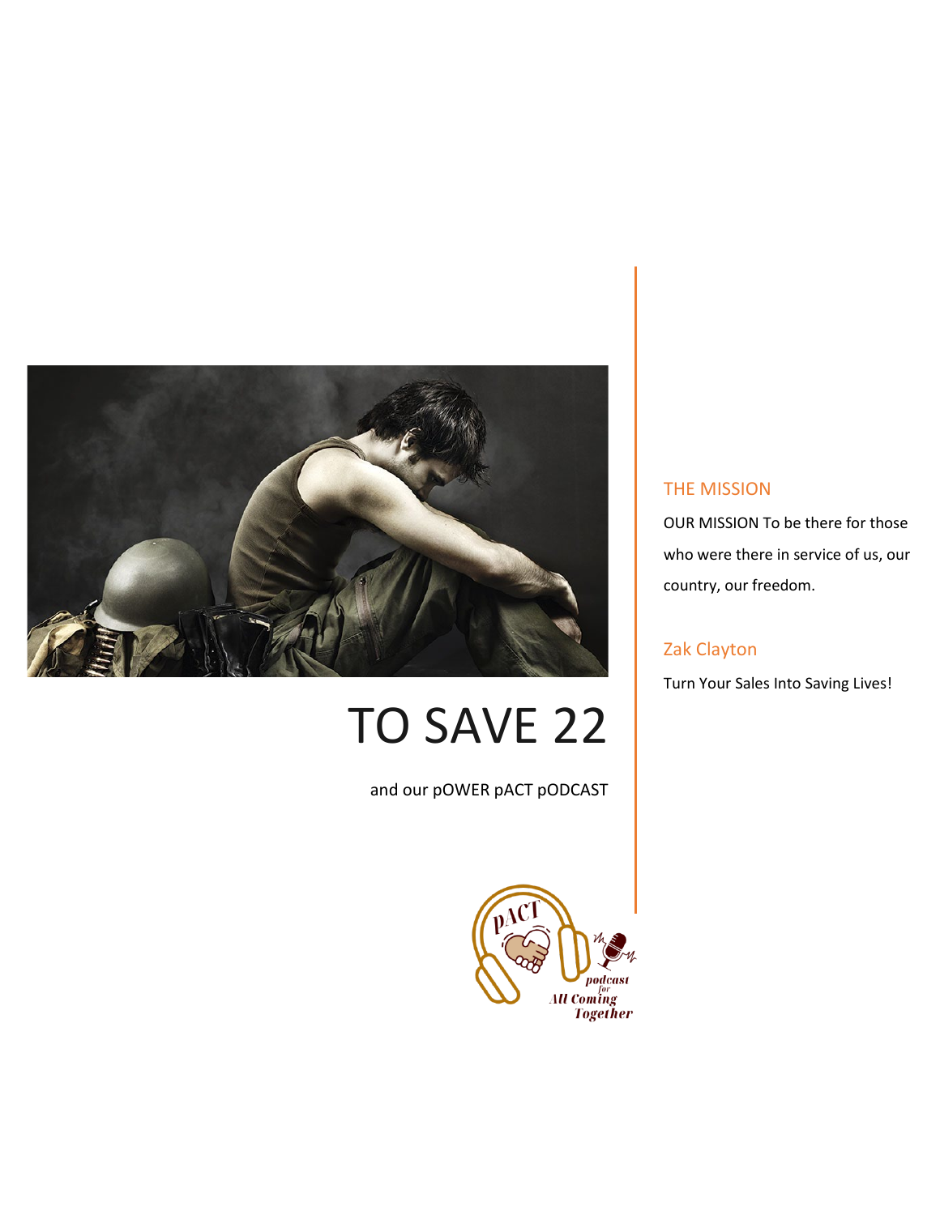# TO SAVE 22

and our pOWER pACT pODCAST

## THE MISSION

OUR MISSION To be there for those who were there in service of us, our country, our freedom.

## Zak Clayton

Turn Your Sales Into Saving Lives!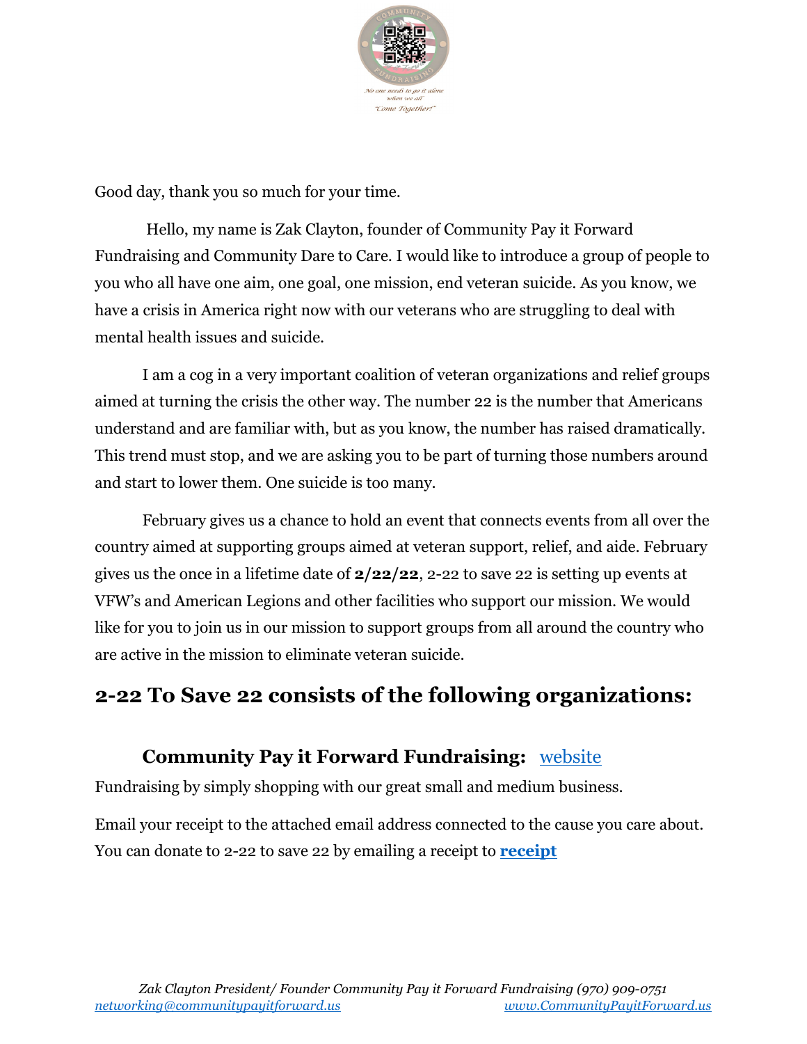Good day, thank you so much for your time.

Hello, my name is Zak Clayton, founder of Community Pay it Forward Fundraising and Community Dare to Care. I would like to introduce a group of people to you who all have one aim, one goal, one mission, end veteran suicide. As you know, we have a crisis in America right now with our veterans who are struggling to deal with mental health issues and suicide.

I am a cog in a very important coalition of veteran organizations and relief groups aimed at turning the crisis the other way. The number 22 is the number that Americans understand and are familiar with, but as you know, the number has raised dramatically. This trend must stop, and we are asking you to be part of turning those numbers around and start to lower them. One suicide is too many.

February gives us a chance to hold an event that connects events from all over the country aimed at supporting groups aimed at veteran support, relief, and aide. February gives us the once in a lifetime date of **2/22/22**, 2-22 to save 22 is setting up events at VFW's and American Legions and other facilities who support our mission. We would like for you to join us in our mission to support groups from all around the country who are active in the mission to eliminate veteran suicide.

## 2-22 To Save 22 consists of the following organizations:

### Community Pay it Forward Fundraising: website

Fundraising by simply shopping with our great small and medium business.

Email your receipt to the attached email address connected to the cause you care about. You can donate to 2-22 to save 22 by emailing a receipt to **receipt**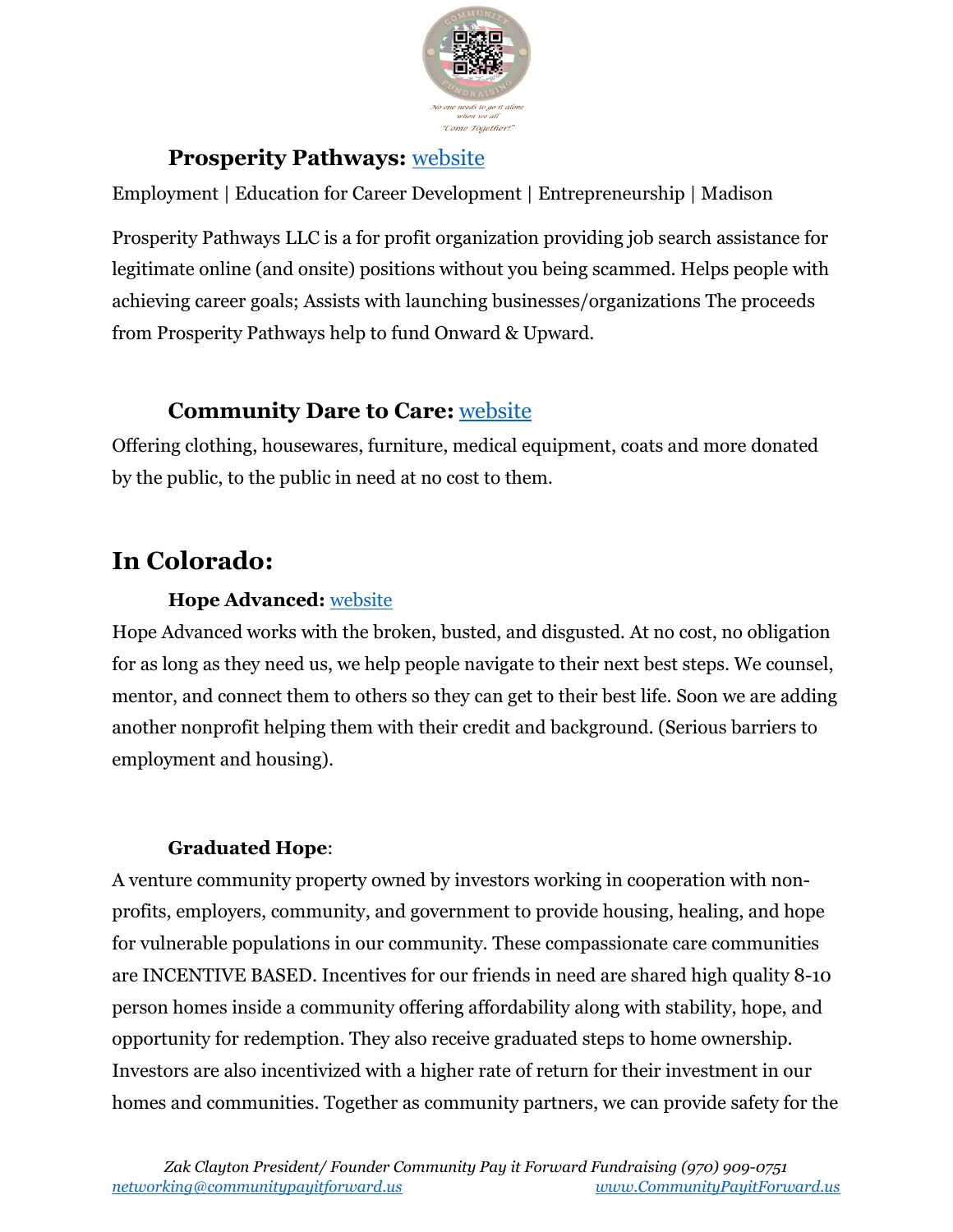### **Prosperity Pathways:** website

Employment | Education for Career Development | Entrepreneurship | Madison

Prosperity Pathways LLC is a for profit organization providing job search assistance for legitimate online (and onsite) positions without you being scammed. Helps people with achieving career goals; Assists with launching businesses/organizations The proceeds from Prosperity Pathways help to fund Onward & Upward.

### **Community Dare to Care:** website

Offering clothing, housewares, furniture, medical equipment, coats and more donated by the public, to the public in need at no cost to them.

## In Colorado:

### **Hope Advanced:** website

Hope Advanced works with the broken, busted, and disgusted. At no cost, no obligation for as long as they need us, we help people navigate to their next best steps. We counsel, mentor, and connect them to others so they can get to their best life. Soon we are adding another nonprofit helping them with their credit and background. (Serious barriers to employment and housing).

### **Graduated Hope**:

A venture community property owned by investors working in cooperation with non-profits, employers, community, and government to provide housing, healing, and hope for vulnerable populations in our community. These compassionate care communities are INCENTIVE BASED. Incentives for our friends in need are shared high quality 8-10 person homes inside a community offering affordability along with stability, hope, and opportunity for redemption. They also receive graduated steps to home ownership. Investors are also incentivized with a higher rate of return for their investment in our homes and communities. Together as community partners, we can provide safety for the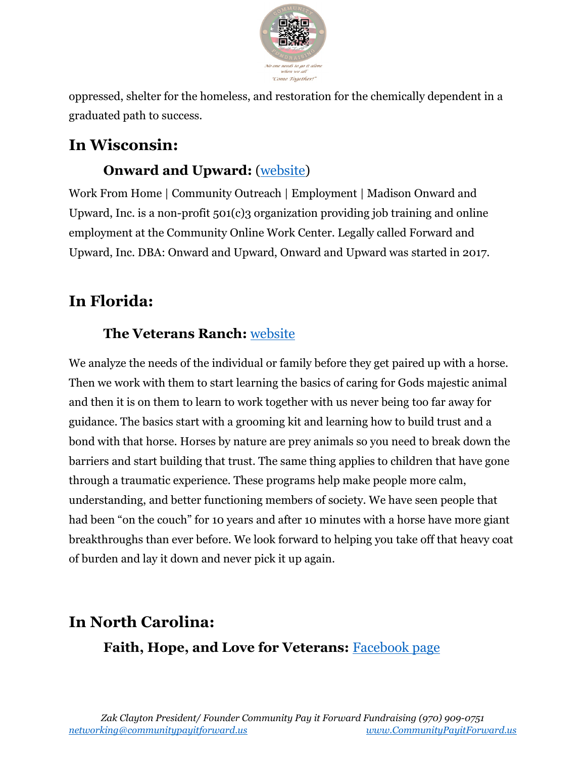oppressed, shelter for the homeless, and restoration for the chemically dependent in a graduated path to success.

## In Wisconsin:

### Onward and Upward: (website)

Work From Home | Community Outreach | Employment | Madison Onward and Upward, Inc. is a non-profit 501(c)3 organization providing job training and online employment at the Community Online Work Center. Legally called Forward and Upward, Inc. DBA: Onward and Upward, Onward and Upward was started in 2017.

## In Florida:

### The Veterans Ranch: website

We analyze the needs of the individual or family before they get paired up with a horse. Then we work with them to start learning the basics of caring for Gods majestic animal and then it is on them to learn to work together with us never being too far away for guidance. The basics start with a grooming kit and learning how to build trust and a bond with that horse. Horses by nature are prey animals so you need to break down the barriers and start building that trust. The same thing applies to children that have gone through a traumatic experience. These programs help make people more calm, understanding, and better functioning members of society. We have seen people that had been "on the couch" for 10 years and after 10 minutes with a horse have more giant breakthroughs than ever before. We look forward to helping you take off that heavy coat of burden and lay it down and never pick it up again.

## In North Carolina:

### Faith, Hope, and Love for Veterans: Facebook page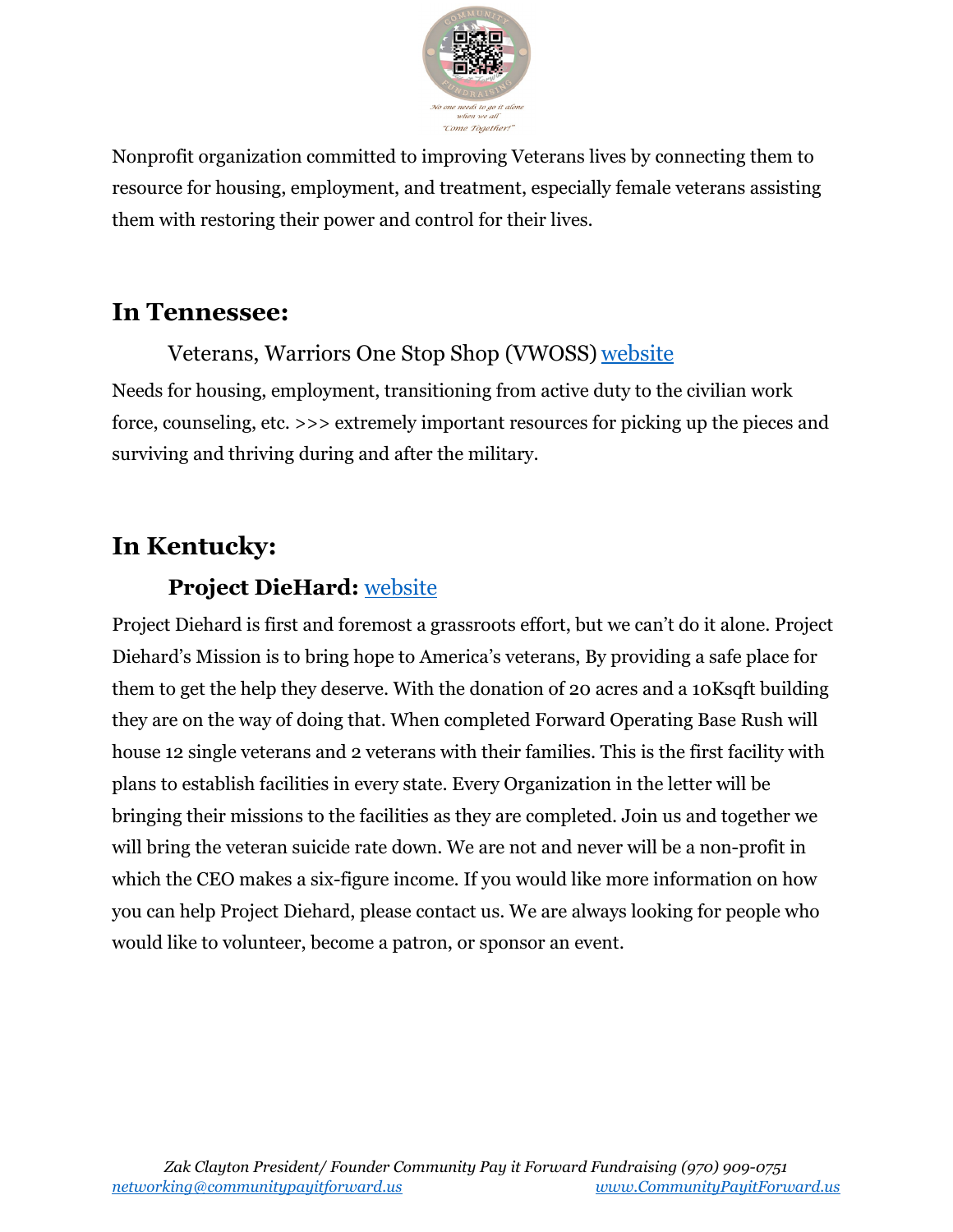Nonprofit organization committed to improving Veterans lives by connecting them to resource for housing, employment, and treatment, especially female veterans assisting them with restoring their power and control for their lives.

## In Tennessee:

Veterans, Warriors One Stop Shop (VWOSS) website

Needs for housing, employment, transitioning from active duty to the civilian work force, counseling, etc. >>> extremely important resources for picking up the pieces and surviving and thriving during and after the military.

## In Kentucky:

### Project DieHard: website

Project Diehard is first and foremost a grassroots effort, but we can't do it alone. Project Diehard's Mission is to bring hope to America's veterans, By providing a safe place for them to get the help they deserve. With the donation of 20 acres and a 10Ksqft building they are on the way of doing that. When completed Forward Operating Base Rush will house 12 single veterans and 2 veterans with their families. This is the first facility with plans to establish facilities in every state. Every Organization in the letter will be bringing their missions to the facilities as they are completed. Join us and together we will bring the veteran suicide rate down. We are not and never will be a non-profit in which the CEO makes a six-figure income. If you would like more information on how you can help Project Diehard, please contact us. We are always looking for people who would like to volunteer, become a patron, or sponsor an event.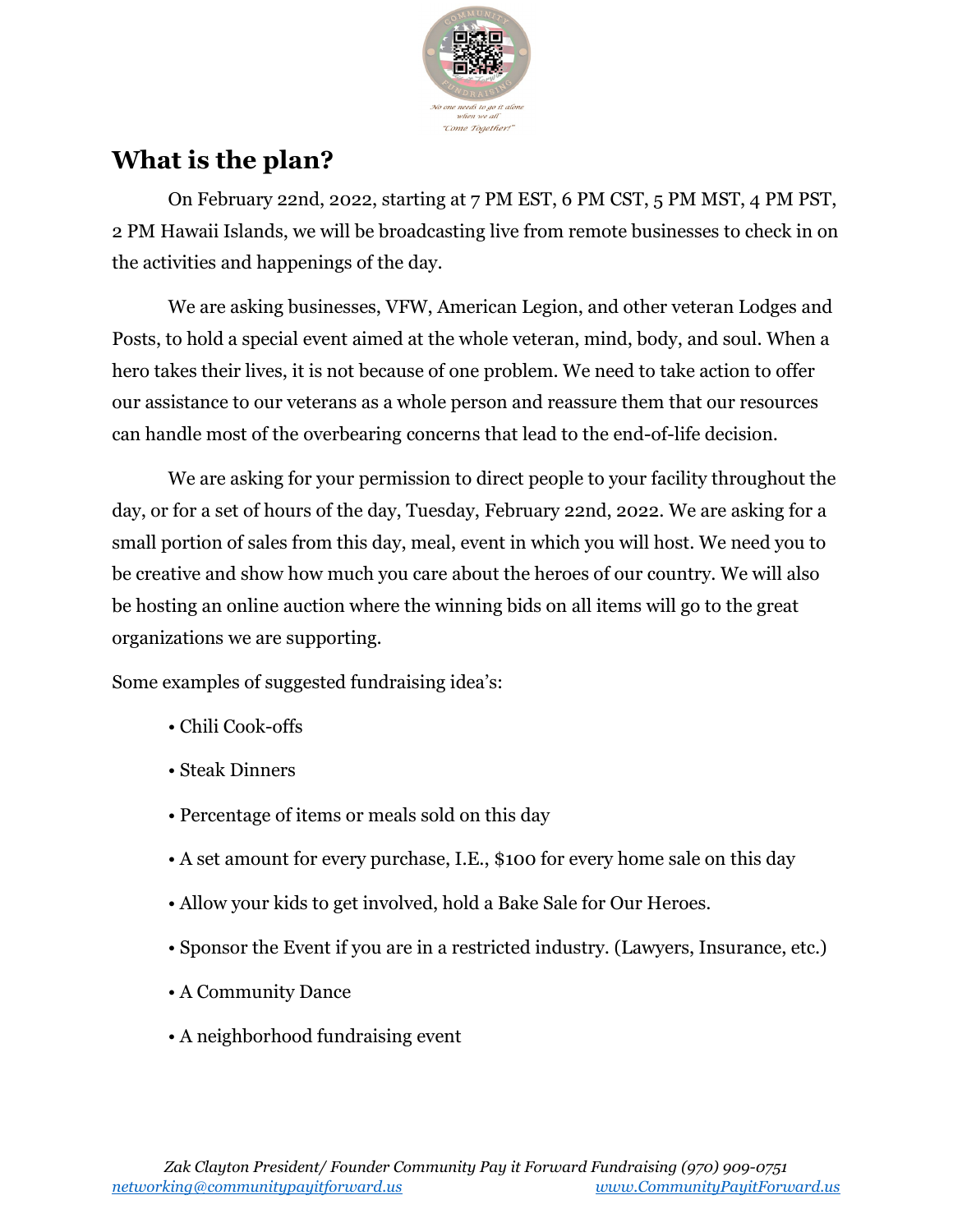## What is the plan?

On February 22nd, 2022, starting at 7 PM EST, 6 PM CST, 5 PM MST, 4 PM PST, 2 PM Hawaii Islands, we will be broadcasting live from remote businesses to check in on the activities and happenings of the day.

We are asking businesses, VFW, American Legion, and other veteran Lodges and Posts, to hold a special event aimed at the whole veteran, mind, body, and soul. When a hero takes their lives, it is not because of one problem. We need to take action to offer our assistance to our veterans as a whole person and reassure them that our resources can handle most of the overbearing concerns that lead to the end-of-life decision.

We are asking for your permission to direct people to your facility throughout the day, or for a set of hours of the day, Tuesday, February 22nd, 2022. We are asking for a small portion of sales from this day, meal, event in which you will host. We need you to be creative and show how much you care about the heroes of our country. We will also be hosting an online auction where the winning bids on all items will go to the great organizations we are supporting.

Some examples of suggested fundraising idea's:

- Chili Cook-offs
- Steak Dinners
- Percentage of items or meals sold on this day
- A set amount for every purchase, I.E., $100 for every home sale on this day
- Allow your kids to get involved, hold a Bake Sale for Our Heroes.
- Sponsor the Event if you are in a restricted industry. (Lawyers, Insurance, etc.)
- A Community Dance
- A neighborhood fundraising event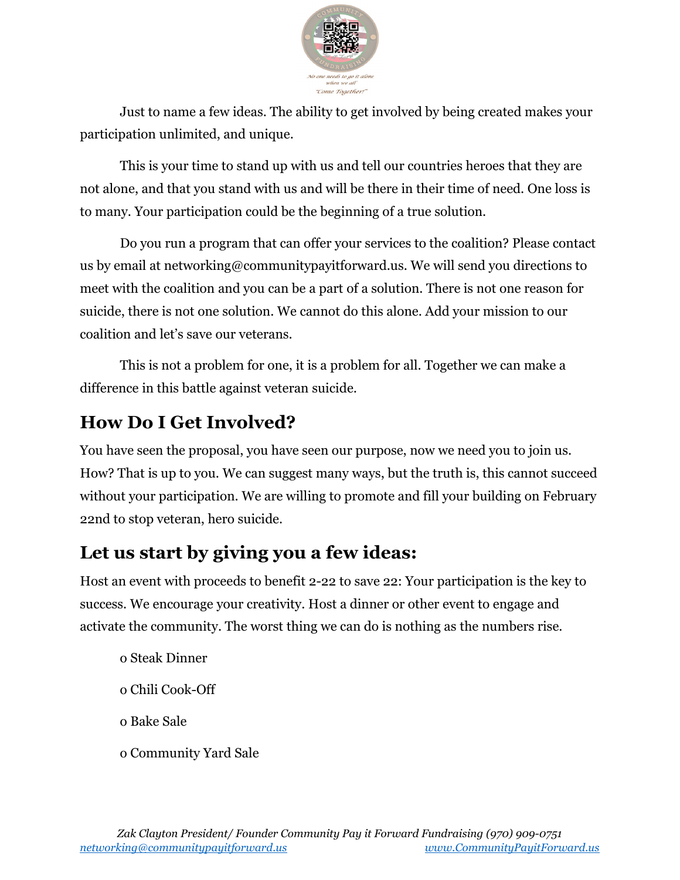Just to name a few ideas. The ability to get involved by being created makes your participation unlimited, and unique.

This is your time to stand up with us and tell our countries heroes that they are not alone, and that you stand with us and will be there in their time of need. One loss is to many. Your participation could be the beginning of a true solution.

Do you run a program that can offer your services to the coalition? Please contact us by email at networking@communitypayitforward.us. We will send you directions to meet with the coalition and you can be a part of a solution. There is not one reason for suicide, there is not one solution. We cannot do this alone. Add your mission to our coalition and let's save our veterans.

This is not a problem for one, it is a problem for all. Together we can make a difference in this battle against veteran suicide.

## How Do I Get Involved?

You have seen the proposal, you have seen our purpose, now we need you to join us. How? That is up to you. We can suggest many ways, but the truth is, this cannot succeed without your participation. We are willing to promote and fill your building on February 22nd to stop veteran, hero suicide.

## Let us start by giving you a few ideas:

Host an event with proceeds to benefit 2-22 to save 22: Your participation is the key to success. We encourage your creativity. Host a dinner or other event to engage and activate the community. The worst thing we can do is nothing as the numbers rise.

- Steak Dinner
- Chili Cook-Off
- Bake Sale
- Community Yard Sale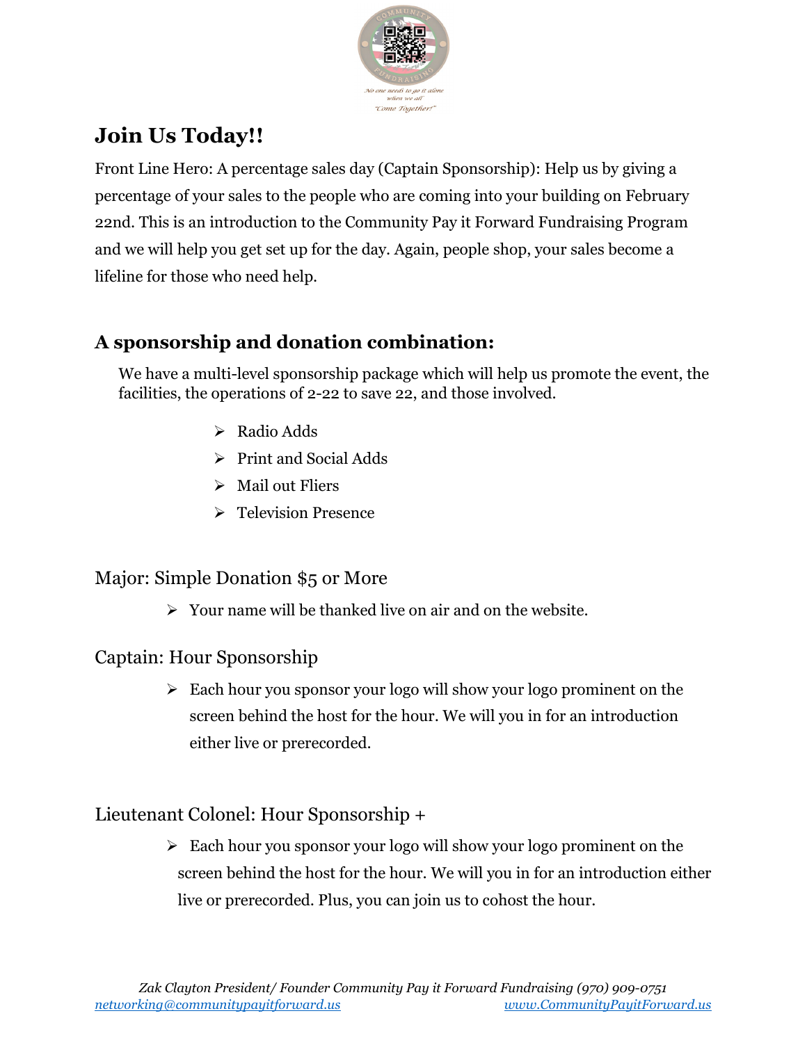## Join Us Today!!

Front Line Hero: A percentage sales day (Captain Sponsorship): Help us by giving a percentage of your sales to the people who are coming into your building on February 22nd. This is an introduction to the Community Pay it Forward Fundraising Program and we will help you get set up for the day. Again, people shop, your sales become a lifeline for those who need help.

## A sponsorship and donation combination:

We have a multi-level sponsorship package which will help us promote the event, the facilities, the operations of 2-22 to save 22, and those involved.

- Radio Adds
- Print and Social Adds
- Mail out Fliers
- Television Presence

### Major: Simple Donation $5 or More

- Your name will be thanked live on air and on the website.

### Captain: Hour Sponsorship

- Each hour you sponsor your logo will show your logo prominent on the screen behind the host for the hour. We will you in for an introduction either live or prerecorded.

### Lieutenant Colonel: Hour Sponsorship +

- Each hour you sponsor your logo will show your logo prominent on the screen behind the host for the hour. We will you in for an introduction either live or prerecorded. Plus, you can join us to cohost the hour.

*Zak Clayton President/ Founder Community Pay it Forward Fundraising (970) 909-0751*
networking@communitypayitforward.us www.CommunityPayitForward.us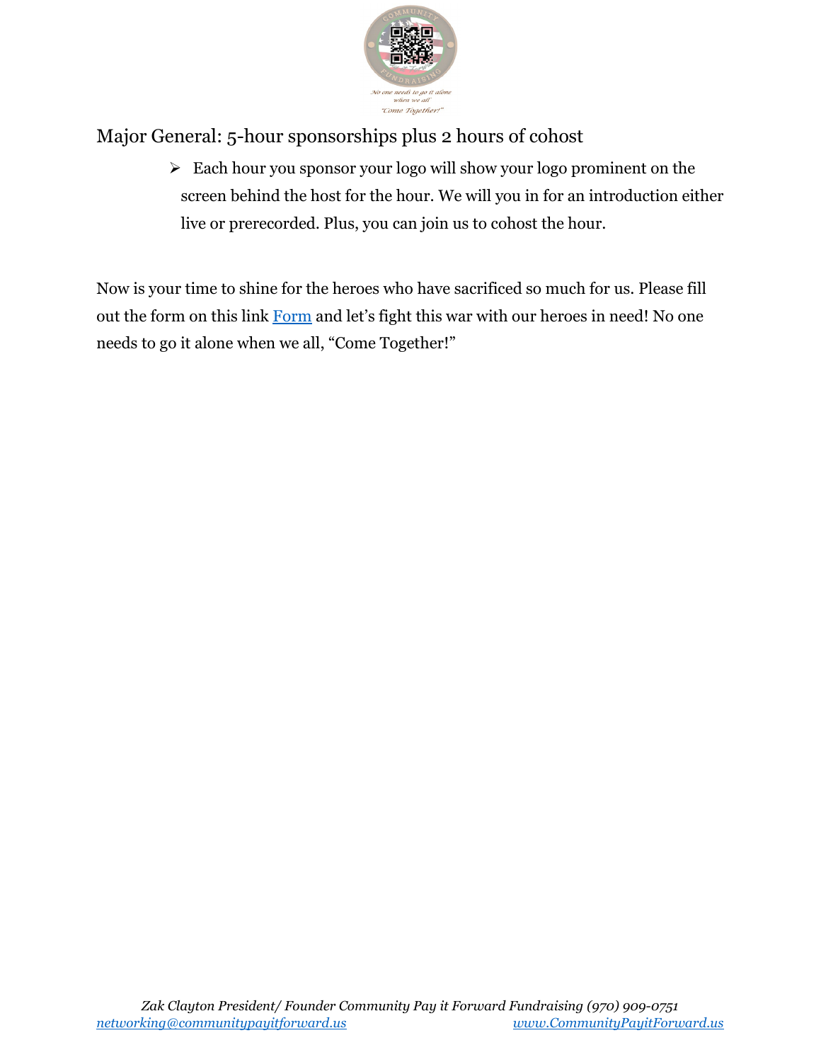Major General: 5-hour sponsorships plus 2 hours of cohost

- Each hour you sponsor your logo will show your logo prominent on the screen behind the host for the hour. We will you in for an introduction either live or prerecorded. Plus, you can join us to cohost the hour.

Now is your time to shine for the heroes who have sacrificed so much for us. Please fill out the form on this link Form and let's fight this war with our heroes in need! No one needs to go it alone when we all, "Come Together!"